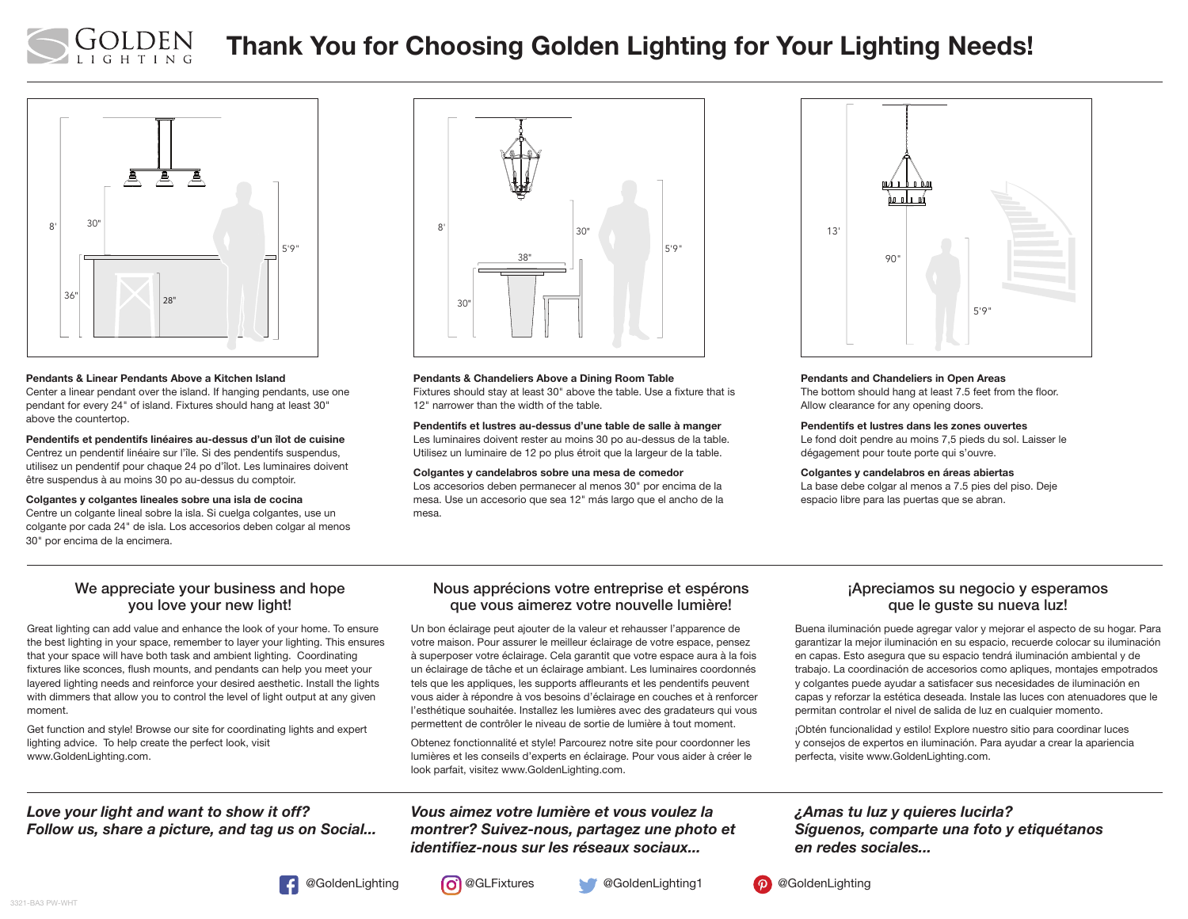# Thank You for Choosing Golden Lighting for Your Lighting Needs!

8'
30"
36"
28"
5'9"

8'
30"
38"
30"
5'9"

13'
90"
5'9"

### Pendants & Linear Pendants Above a Kitchen Island

Center a linear pendant over the island. If hanging pendants, use one pendant for every 24" of island. Fixtures should hang at least 30" above the countertop.

### Pendentifs et pendentifs linéaires au-dessus d'un îlot de cuisine

Centrez un pendentif linéaire sur l'île. Si des pendentifs suspendus, utilisez un pendentif pour chaque 24 po d'îlot. Les luminaires doivent être suspendus à au moins 30 po au-dessus du comptoir.

### Colgantes y colgantes lineales sobre una isla de cocina

Centre un colgante lineal sobre la isla. Si cuelga colgantes, use un colgante por cada 24" de isla. Los accesorios deben colgar al menos 30" por encima de la encimera.

### Pendants & Chandeliers Above a Dining Room Table

Fixtures should stay at least 30" above the table. Use a fixture that is 12" narrower than the width of the table.

### Pendentifs et lustres au-dessus d'une table de salle à manger

Les luminaires doivent rester au moins 30 po au-dessus de la table. Utilisez un luminaire de 12 po plus étroit que la largeur de la table.

### Colgantes y candelabros sobre una mesa de comedor

Los accesorios deben permanecer al menos 30" por encima de la mesa. Use un accesorio que sea 12" más largo que el ancho de la mesa.

### Pendants and Chandeliers in Open Areas

The bottom should hang at least 7.5 feet from the floor. Allow clearance for any opening doors.

### Pendentifs et lustres dans les zones ouvertes

Le fond doit pendre au moins 7,5 pieds du sol. Laisser le dégagement pour toute porte qui s'ouvre.

### Colgantes y candelabros en áreas abiertas

La base debe colgar al menos a 7.5 pies del piso. Deje espacio libre para las puertas que se abran.

## We appreciate your business and hope you love your new light!

Great lighting can add value and enhance the look of your home. To ensure the best lighting in your space, remember to layer your lighting. This ensures that your space will have both task and ambient lighting. Coordinating fixtures like sconces, flush mounts, and pendants can help you meet your layered lighting needs and reinforce your desired aesthetic. Install the lights with dimmers that allow you to control the level of light output at any given moment.

Get function and style! Browse our site for coordinating lights and expert lighting advice. To help create the perfect look, visit www.GoldenLighting.com.

## Nous apprécions votre entreprise et espérons que vous aimerez votre nouvelle lumière!

Un bon éclairage peut ajouter de la valeur et rehausser l'apparence de votre maison. Pour assurer le meilleur éclairage de votre espace, pensez à superposer votre éclairage. Cela garantit que votre espace aura à la fois un éclairage de tâche et un éclairage ambiant. Les luminaires coordonnés tels que les appliques, les supports affleurants et les pendentifs peuvent vous aider à répondre à vos besoins d'éclairage en couches et à renforcer l'esthétique souhaitée. Installez les lumières avec des gradateurs qui vous permettent de contrôler le niveau de sortie de lumière à tout moment.

Obtenez fonctionnalité et style! Parcourez notre site pour coordonner les lumières et les conseils d'experts en éclairage. Pour vous aider à créer le look parfait, visitez www.GoldenLighting.com.

## ¡Apreciamos su negocio y esperamos que le guste su nueva luz!

Buena iluminación puede agregar valor y mejorar el aspecto de su hogar. Para garantizar la mejor iluminación en su espacio, recuerde colocar su iluminación en capas. Esto asegura que su espacio tendrá iluminación ambiental y de trabajo. La coordinación de accesorios como apliques, montajes empotrados y colgantes puede ayudar a satisfacer sus necesidades de iluminación en capas y reforzar la estética deseada. Instale las luces con atenuadores que le permitan controlar el nivel de salida de luz en cualquier momento.

¡Obtén funcionalidad y estilo! Explore nuestro sitio para coordinar luces y consejos de expertos en iluminación. Para ayudar a crear la apariencia perfecta, visite www.GoldenLighting.com.

***Love your light and want to show it off? Follow us, share a picture, and tag us on Social...***

***Vous aimez votre lumière et vous voulez la montrer? Suivez-nous, partagez une photo et identifiez-nous sur les réseaux sociaux...***

***¿Amas tu luz y quieres lucirla? Síguenos, comparte una foto y etiquétanos en redes sociales...***

@GoldenLighting @GLFixtures @GoldenLighting1 @GoldenLighting

3321-BA3 PW-WHT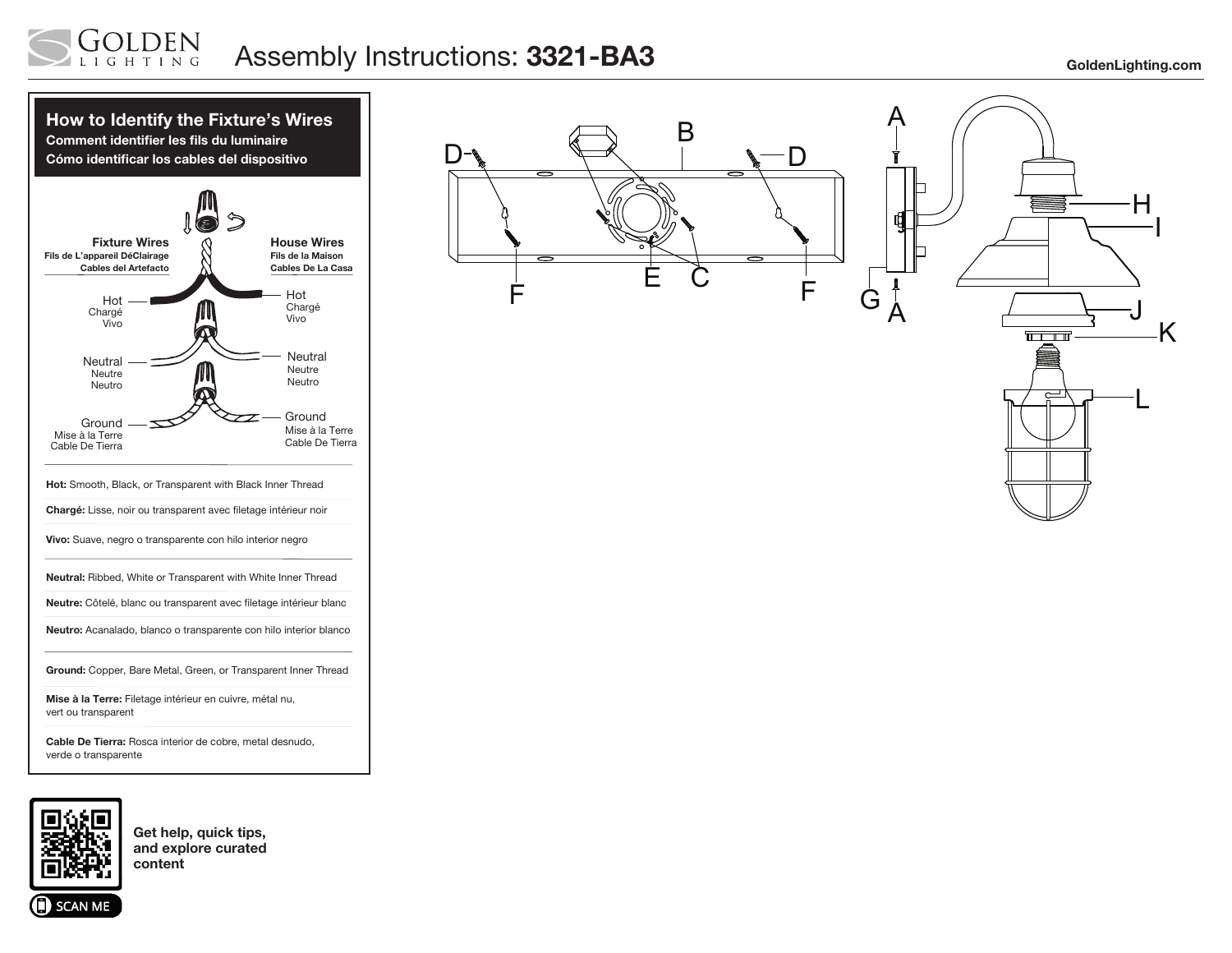# Assembly Instructions: **3321-BA3**

GoldenLighting.com

## How to Identify the Fixture's Wires

**Comment identifier les fils du luminaire**

**Cómo identificar los cables del dispositivo**

**Fixture Wires**
**Fils de L'appareil DéClairage**
**Cables del Artefacto**

**House Wires**
**Fils de la Maison**
**Cables De La Casa**

Hot
Chargé
Vivo

Neutral
Neutre
Neutro

Ground
Mise à la Terre
Cable De Tierra

**Hot:** Smooth, Black, or Transparent with Black Inner Thread

**Chargé:** Lisse, noir ou transparent avec filetage intérieur noir

**Vivo:** Suave, negro o transparente con hilo interior negro

**Neutral:** Ribbed, White or Transparent with White Inner Thread

**Neutre:** Côtelé, blanc ou transparent avec filetage intérieur blanc

**Neutro:** Acanalado, blanco o transparente con hilo interior blanco

**Ground:** Copper, Bare Metal, Green, or Transparent Inner Thread

**Mise à la Terre:** Filetage intérieur en cuivre, métal nu, vert ou transparent

**Cable De Tierra:** Rosca interior de cobre, metal desnudo, verde o transparente

**Get help, quick tips, and explore curated content**

SCAN ME

A B C D E F G H I J K L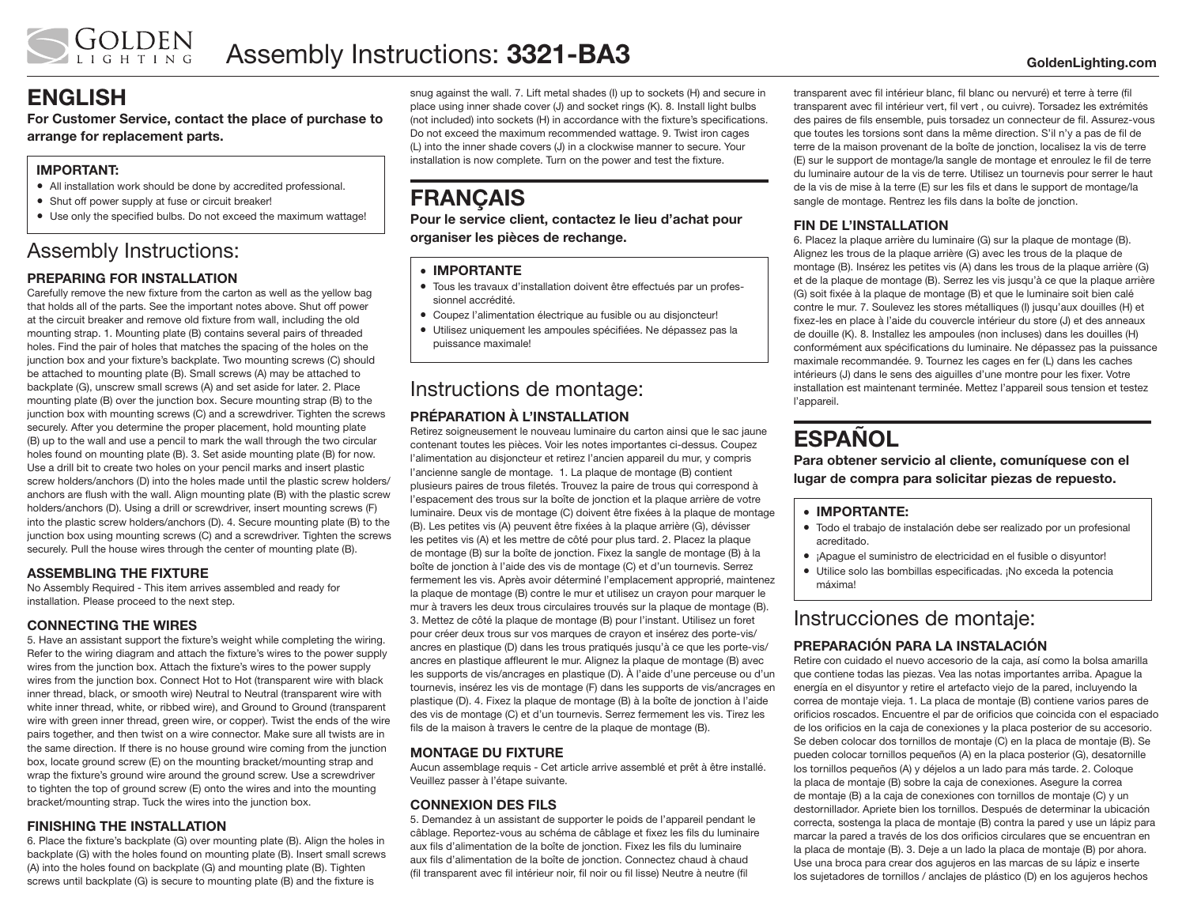# Assembly Instructions: **3321-BA3**

GoldenLighting.com

## ENGLISH

**For Customer Service, contact the place of purchase to arrange for replacement parts.**

### IMPORTANT:

- All installation work should be done by accredited professional.
- Shut off power supply at fuse or circuit breaker!
- Use only the specified bulbs. Do not exceed the maximum wattage!

## Assembly Instructions:

### PREPARING FOR INSTALLATION

Carefully remove the new fixture from the carton as well as the yellow bag that holds all of the parts. See the important notes above. Shut off power at the circuit breaker and remove old fixture from wall, including the old mounting strap. 1. Mounting plate (B) contains several pairs of threaded holes. Find the pair of holes that matches the spacing of the holes on the junction box and your fixture's backplate. Two mounting screws (C) should be attached to mounting plate (B). Small screws (A) may be attached to backplate (G), unscrew small screws (A) and set aside for later. 2. Place mounting plate (B) over the junction box. Secure mounting strap (B) to the junction box with mounting screws (C) and a screwdriver. Tighten the screws securely. After you determine the proper placement, hold mounting plate (B) up to the wall and use a pencil to mark the wall through the two circular holes found on mounting plate (B). 3. Set aside mounting plate (B) for now. Use a drill bit to create two holes on your pencil marks and insert plastic screw holders/anchors (D) into the holes made until the plastic screw holders/anchors are flush with the wall. Align mounting plate (B) with the plastic screw holders/anchors (D). Using a drill or screwdriver, insert mounting screws (F) into the plastic screw holders/anchors (D). 4. Secure mounting plate (B) to the junction box using mounting screws (C) and a screwdriver. Tighten the screws securely. Pull the house wires through the center of mounting plate (B).

### ASSEMBLING THE FIXTURE

No Assembly Required - This item arrives assembled and ready for installation. Please proceed to the next step.

### CONNECTING THE WIRES

5. Have an assistant support the fixture's weight while completing the wiring. Refer to the wiring diagram and attach the fixture's wires to the power supply wires from the junction box. Attach the fixture's wires to the power supply wires from the junction box. Connect Hot to Hot (transparent wire with black inner thread, black, or smooth wire) Neutral to Neutral (transparent wire with white inner thread, white, or ribbed wire), and Ground to Ground (transparent wire with green inner thread, green wire, or copper). Twist the ends of the wire pairs together, and then twist on a wire connector. Make sure all twists are in the same direction. If there is no house ground wire coming from the junction box, locate ground screw (E) on the mounting bracket/mounting strap and wrap the fixture's ground wire around the ground screw. Use a screwdriver to tighten the top of ground screw (E) onto the wires and into the mounting bracket/mounting strap. Tuck the wires into the junction box.

### FINISHING THE INSTALLATION

6. Place the fixture's backplate (G) over mounting plate (B). Align the holes in backplate (G) with the holes found on mounting plate (B). Insert small screws (A) into the holes found on backplate (G) and mounting plate (B). Tighten screws until backplate (G) is secure to mounting plate (B) and the fixture is snug against the wall. 7. Lift metal shades (I) up to sockets (H) and secure in place using inner shade cover (J) and socket rings (K). 8. Install light bulbs (not included) into sockets (H) in accordance with the fixture's specifications. Do not exceed the maximum recommended wattage. 9. Twist iron cages (L) into the inner shade covers (J) in a clockwise manner to secure. Your installation is now complete. Turn on the power and test the fixture.

## FRANÇAIS

**Pour le service client, contactez le lieu d'achat pour organiser les pièces de rechange.**

- **IMPORTANTE**
- Tous les travaux d'installation doivent être effectués par un professionnel accrédité.
- Coupez l'alimentation électrique au fusible ou au disjoncteur!
- Utilisez uniquement les ampoules spécifiées. Ne dépassez pas la puissance maximale!

## Instructions de montage:

### PRÉPARATION À L'INSTALLATION

Retirez soigneusement le nouveau luminaire du carton ainsi que le sac jaune contenant toutes les pièces. Voir les notes importantes ci-dessus. Coupez l'alimentation au disjoncteur et retirez l'ancien appareil du mur, y compris l'ancienne sangle de montage. 1. La plaque de montage (B) contient plusieurs paires de trous filetés. Trouvez la paire de trous qui correspond à l'espacement des trous sur la boîte de jonction et la plaque arrière de votre luminaire. Deux vis de montage (C) doivent être fixées à la plaque de montage (B). Les petites vis (A) peuvent être fixées à la plaque arrière (G), dévisser les petites vis (A) et les mettre de côté pour plus tard. 2. Placez la plaque de montage (B) sur la boîte de jonction. Fixez la sangle de montage (B) à la boîte de jonction à l'aide des vis de montage (C) et d'un tournevis. Serrez fermement les vis. Après avoir déterminé l'emplacement approprié, maintenez la plaque de montage (B) contre le mur et utilisez un crayon pour marquer le mur à travers les deux trous circulaires trouvés sur la plaque de montage (B). 3. Mettez de côté la plaque de montage (B) pour l'instant. Utilisez un foret pour créer deux trous sur vos marques de crayon et insérez des porte-vis/ancres en plastique (D) dans les trous pratiqués jusqu'à ce que les porte-vis/ancres en plastique affleurent le mur. Alignez la plaque de montage (B) avec les supports de vis/ancrages en plastique (D). À l'aide d'une perceuse ou d'un tournevis, insérez les vis de montage (F) dans les supports de vis/ancrages en plastique (D). 4. Fixez la plaque de montage (B) à la boîte de jonction à l'aide des vis de montage (C) et d'un tournevis. Serrez fermement les vis. Tirez les fils de la maison à travers le centre de la plaque de montage (B).

### MONTAGE DU FIXTURE

Aucun assemblage requis - Cet article arrive assemblé et prêt à être installé. Veuillez passer à l'étape suivante.

### CONNEXION DES FILS

5. Demandez à un assistant de supporter le poids de l'appareil pendant le câblage. Reportez-vous au schéma de câblage et fixez les fils du luminaire aux fils d'alimentation de la boîte de jonction. Fixez les fils du luminaire aux fils d'alimentation de la boîte de jonction. Connectez chaud à chaud (fil transparent avec fil intérieur noir, fil noir ou fil lisse) Neutre à neutre (fil transparent avec fil intérieur blanc, fil blanc ou nervuré) et terre à terre (fil transparent avec fil intérieur vert, fil vert , ou cuivre). Torsadez les extrémités des paires de fils ensemble, puis torsadez un connecteur de fil. Assurez-vous que toutes les torsions sont dans la même direction. S'il n'y a pas de fil de terre de la maison provenant de la boîte de jonction, localisez la vis de terre (E) sur le support de montage/la sangle de montage et enroulez le fil de terre du luminaire autour de la vis de terre. Utilisez un tournevis pour serrer le haut de la vis de mise à la terre (E) sur les fils et dans le support de montage/la sangle de montage. Rentrez les fils dans la boîte de jonction.

### FIN DE L'INSTALLATION

6. Placez la plaque arrière du luminaire (G) sur la plaque de montage (B). Alignez les trous de la plaque arrière (G) avec les trous de la plaque de montage (B). Insérez les petites vis (A) dans les trous de la plaque arrière (G) et de la plaque de montage (B). Serrez les vis jusqu'à ce que la plaque arrière (G) soit fixée à la plaque de montage (B) et que le luminaire soit bien calé contre le mur. 7. Soulevez les stores métalliques (I) jusqu'aux douilles (H) et fixez-les en place à l'aide du couvercle intérieur du store (J) et des anneaux de douille (K). 8. Installez les ampoules (non incluses) dans les douilles (H) conformément aux spécifications du luminaire. Ne dépassez pas la puissance maximale recommandée. 9. Tournez les cages en fer (L) dans les caches intérieurs (J) dans le sens des aiguilles d'une montre pour les fixer. Votre installation est maintenant terminée. Mettez l'appareil sous tension et testez l'appareil.

## ESPAÑOL

**Para obtener servicio al cliente, comuníquese con el lugar de compra para solicitar piezas de repuesto.**

- **IMPORTANTE:**
- Todo el trabajo de instalación debe ser realizado por un profesional acreditado.
- ¡Apague el suministro de electricidad en el fusible o disyuntor!
- Utilice solo las bombillas especificadas. ¡No exceda la potencia máxima!

## Instrucciones de montaje:

### PREPARACIÓN PARA LA INSTALACIÓN

Retire con cuidado el nuevo accesorio de la caja, así como la bolsa amarilla que contiene todas las piezas. Vea las notas importantes arriba. Apague la energía en el disyuntor y retire el artefacto viejo de la pared, incluyendo la correa de montaje vieja. 1. La placa de montaje (B) contiene varios pares de orificios roscados. Encuentre el par de orificios que coincida con el espaciado de los orificios en la caja de conexiones y la placa posterior de su accesorio. Se deben colocar dos tornillos de montaje (C) en la placa de montaje (B). Se pueden colocar tornillos pequeños (A) en la placa posterior (G), desatornille los tornillos pequeños (A) y déjelos a un lado para más tarde. 2. Coloque la placa de montaje (B) sobre la caja de conexiones. Asegure la correa de montaje (B) a la caja de conexiones con tornillos de montaje (C) y un destornillador. Apriete bien los tornillos. Después de determinar la ubicación correcta, sostenga la placa de montaje (B) contra la pared y use un lápiz para marcar la pared a través de los dos orificios circulares que se encuentran en la placa de montaje (B). 3. Deje a un lado la placa de montaje (B) por ahora. Use una broca para crear dos agujeros en las marcas de su lápiz e inserte los sujetadores de tornillos / anclajes de plástico (D) en los agujeros hechos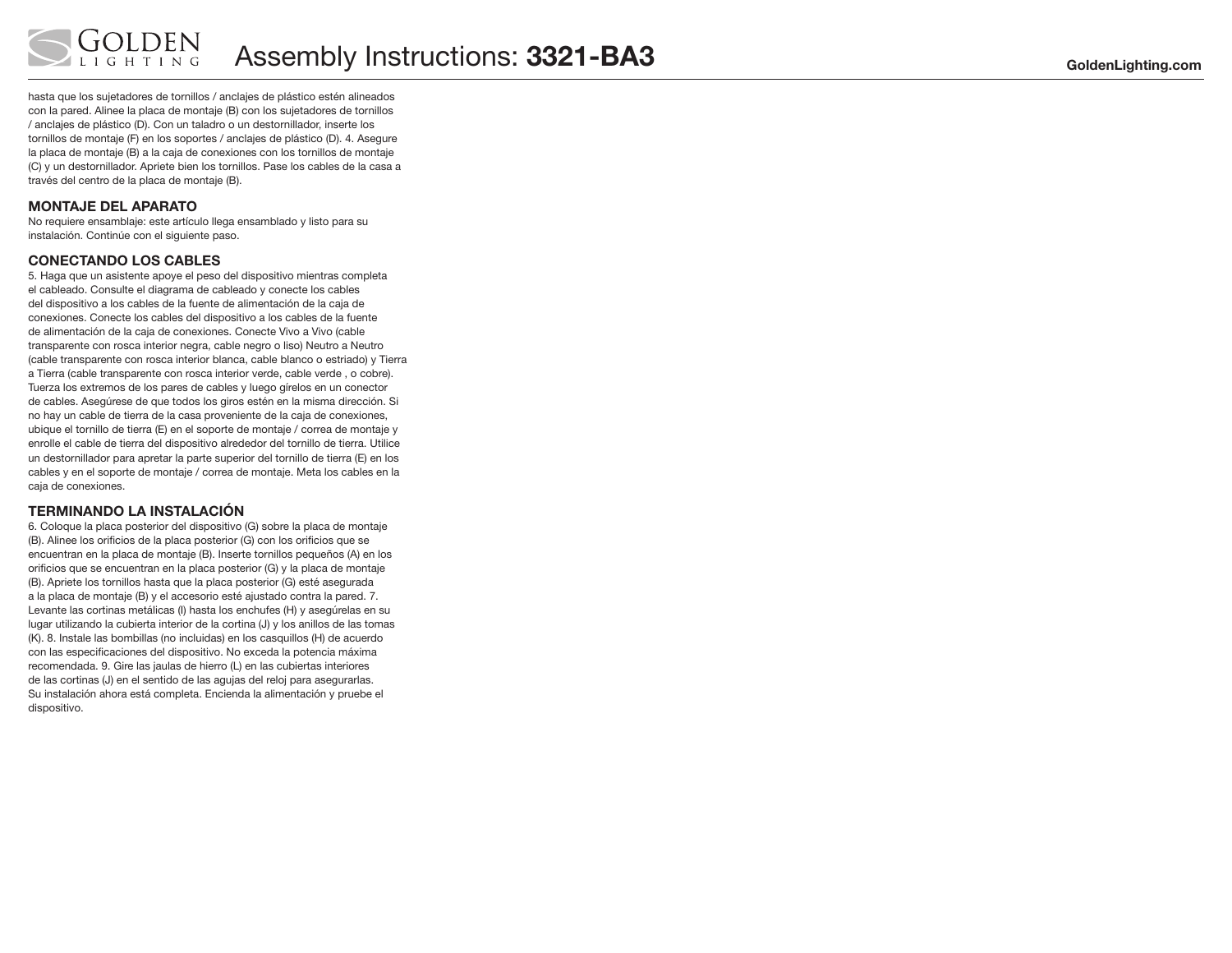hasta que los sujetadores de tornillos / anclajes de plástico estén alineados con la pared. Alinee la placa de montaje (B) con los sujetadores de tornillos / anclajes de plástico (D). Con un taladro o un destornillador, inserte los tornillos de montaje (F) en los soportes / anclajes de plástico (D). 4. Asegure la placa de montaje (B) a la caja de conexiones con los tornillos de montaje (C) y un destornillador. Apriete bien los tornillos. Pase los cables de la casa a través del centro de la placa de montaje (B).

## MONTAJE DEL APARATO

No requiere ensamblaje: este artículo llega ensamblado y listo para su instalación. Continúe con el siguiente paso.

## CONECTANDO LOS CABLES

5. Haga que un asistente apoye el peso del dispositivo mientras completa el cableado. Consulte el diagrama de cableado y conecte los cables del dispositivo a los cables de la fuente de alimentación de la caja de conexiones. Conecte los cables del dispositivo a los cables de la fuente de alimentación de la caja de conexiones. Conecte Vivo a Vivo (cable transparente con rosca interior negra, cable negro o liso) Neutro a Neutro (cable transparente con rosca interior blanca, cable blanco o estriado) y Tierra a Tierra (cable transparente con rosca interior verde, cable verde , o cobre). Tuerza los extremos de los pares de cables y luego gírelos en un conector de cables. Asegúrese de que todos los giros estén en la misma dirección. Si no hay un cable de tierra de la casa proveniente de la caja de conexiones, ubique el tornillo de tierra (E) en el soporte de montaje / correa de montaje y enrolle el cable de tierra del dispositivo alrededor del tornillo de tierra. Utilice un destornillador para apretar la parte superior del tornillo de tierra (E) en los cables y en el soporte de montaje / correa de montaje. Meta los cables en la caja de conexiones.

## TERMINANDO LA INSTALACIÓN

6. Coloque la placa posterior del dispositivo (G) sobre la placa de montaje (B). Alinee los orificios de la placa posterior (G) con los orificios que se encuentran en la placa de montaje (B). Inserte tornillos pequeños (A) en los orificios que se encuentran en la placa posterior (G) y la placa de montaje (B). Apriete los tornillos hasta que la placa posterior (G) esté asegurada a la placa de montaje (B) y el accesorio esté ajustado contra la pared. 7. Levante las cortinas metálicas (I) hasta los enchufes (H) y asegúrelas en su lugar utilizando la cubierta interior de la cortina (J) y los anillos de las tomas (K). 8. Instale las bombillas (no incluidas) en los casquillos (H) de acuerdo con las especificaciones del dispositivo. No exceda la potencia máxima recomendada. 9. Gire las jaulas de hierro (L) en las cubiertas interiores de las cortinas (J) en el sentido de las agujas del reloj para asegurarlas. Su instalación ahora está completa. Encienda la alimentación y pruebe el dispositivo.